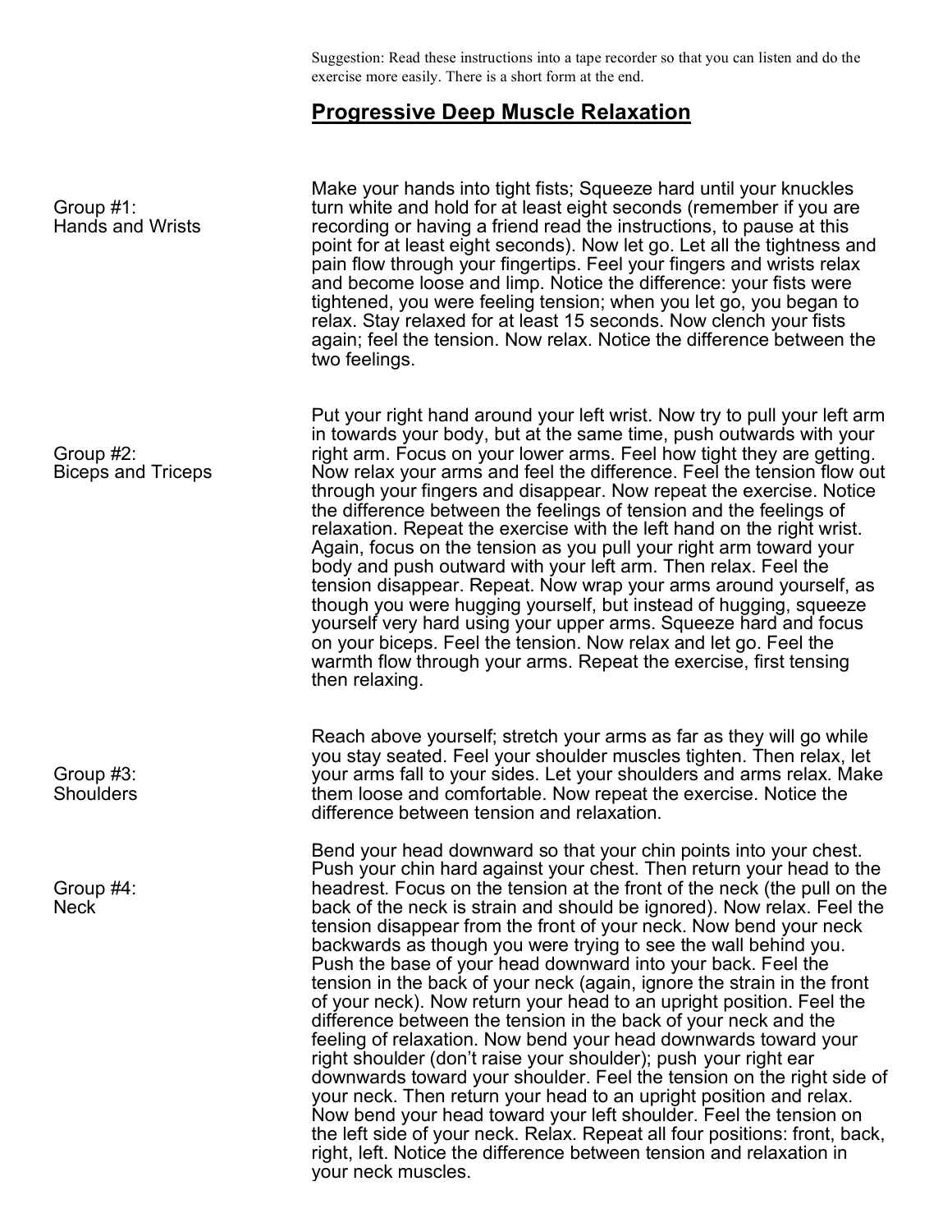Suggestion: Read these instructions into a tape recorder so that you can listen and do the exercise more easily. There is a short form at the end.

# Progressive Deep Muscle Relaxation

**Group #1: Hands and Wrists**

Make your hands into tight fists; Squeeze hard until your knuckles turn white and hold for at least eight seconds (remember if you are recording or having a friend read the instructions, to pause at this point for at least eight seconds). Now let go. Let all the tightness and pain flow through your fingertips. Feel your fingers and wrists relax and become loose and limp. Notice the difference: your fists were tightened, you were feeling tension; when you let go, you began to relax. Stay relaxed for at least 15 seconds. Now clench your fists again; feel the tension. Now relax. Notice the difference between the two feelings.

**Group #2: Biceps and Triceps**

Put your right hand around your left wrist. Now try to pull your left arm in towards your body, but at the same time, push outwards with your right arm. Focus on your lower arms. Feel how tight they are getting. Now relax your arms and feel the difference. Feel the tension flow out through your fingers and disappear. Now repeat the exercise. Notice the difference between the feelings of tension and the feelings of relaxation. Repeat the exercise with the left hand on the right wrist. Again, focus on the tension as you pull your right arm toward your body and push outward with your left arm. Then relax. Feel the tension disappear. Repeat. Now wrap your arms around yourself, as though you were hugging yourself, but instead of hugging, squeeze yourself very hard using your upper arms. Squeeze hard and focus on your biceps. Feel the tension. Now relax and let go. Feel the warmth flow through your arms. Repeat the exercise, first tensing then relaxing.

**Group #3: Shoulders**

Reach above yourself; stretch your arms as far as they will go while you stay seated. Feel your shoulder muscles tighten. Then relax, let your arms fall to your sides. Let your shoulders and arms relax. Make them loose and comfortable. Now repeat the exercise. Notice the difference between tension and relaxation.

**Group #4: Neck**

Bend your head downward so that your chin points into your chest. Push your chin hard against your chest. Then return your head to the headrest. Focus on the tension at the front of the neck (the pull on the back of the neck is strain and should be ignored). Now relax. Feel the tension disappear from the front of your neck. Now bend your neck backwards as though you were trying to see the wall behind you. Push the base of your head downward into your back. Feel the tension in the back of your neck (again, ignore the strain in the front of your neck). Now return your head to an upright position. Feel the difference between the tension in the back of your neck and the feeling of relaxation. Now bend your head downwards toward your right shoulder (don't raise your shoulder); push your right ear downwards toward your shoulder. Feel the tension on the right side of your neck. Then return your head to an upright position and relax. Now bend your head toward your left shoulder. Feel the tension on the left side of your neck. Relax. Repeat all four positions: front, back, right, left. Notice the difference between tension and relaxation in your neck muscles.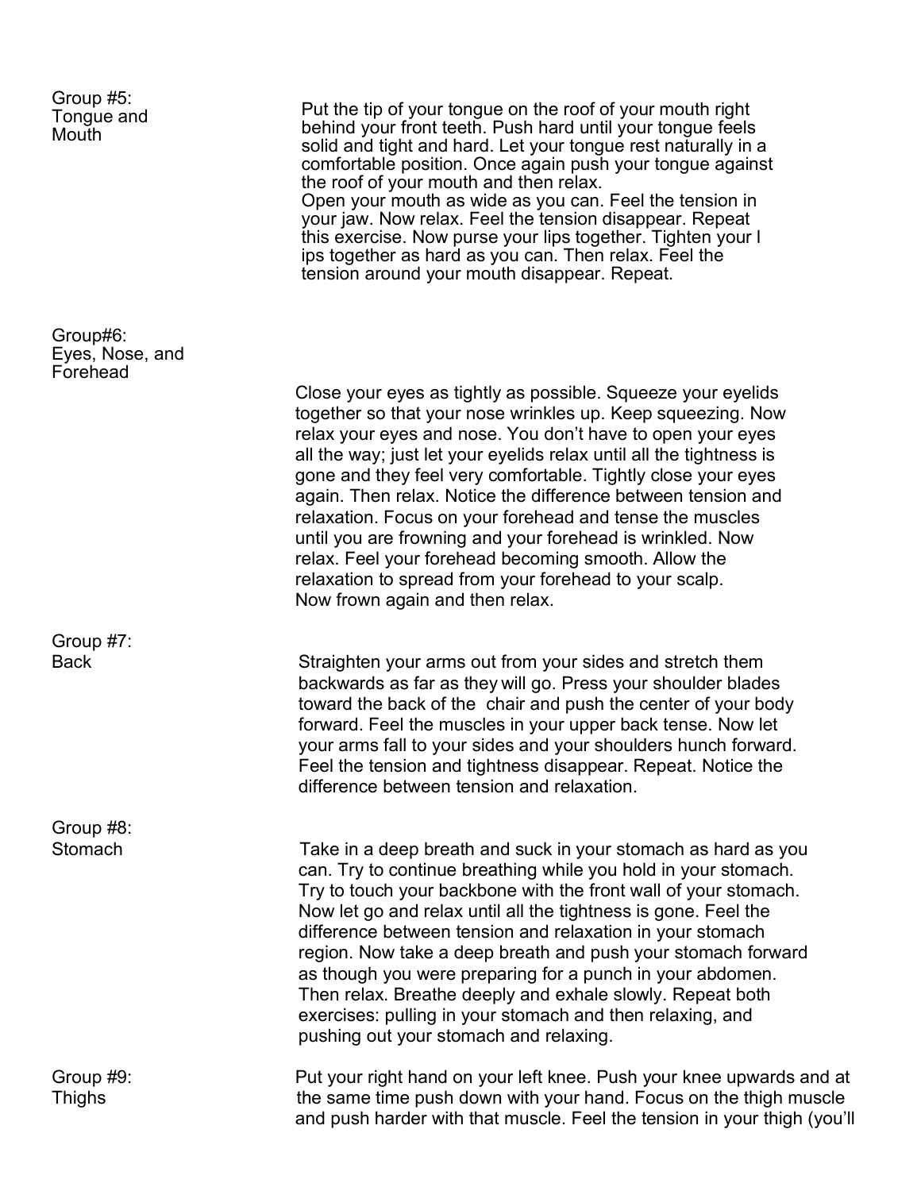**Group #5: Tongue and Mouth**

Put the tip of your tongue on the roof of your mouth right behind your front teeth. Push hard until your tongue feels solid and tight and hard. Let your tongue rest naturally in a comfortable position. Once again push your tongue against the roof of your mouth and then relax.
Open your mouth as wide as you can. Feel the tension in your jaw. Now relax. Feel the tension disappear. Repeat this exercise. Now purse your lips together. Tighten your l ips together as hard as you can. Then relax. Feel the tension around your mouth disappear. Repeat.

**Group#6: Eyes, Nose, and Forehead**

Close your eyes as tightly as possible. Squeeze your eyelids together so that your nose wrinkles up. Keep squeezing. Now relax your eyes and nose. You don't have to open your eyes all the way; just let your eyelids relax until all the tightness is gone and they feel very comfortable. Tightly close your eyes again. Then relax. Notice the difference between tension and relaxation. Focus on your forehead and tense the muscles until you are frowning and your forehead is wrinkled. Now relax. Feel your forehead becoming smooth. Allow the relaxation to spread from your forehead to your scalp.
Now frown again and then relax.

**Group #7: Back**

Straighten your arms out from your sides and stretch them backwards as far as they will go. Press your shoulder blades toward the back of the chair and push the center of your body forward. Feel the muscles in your upper back tense. Now let your arms fall to your sides and your shoulders hunch forward. Feel the tension and tightness disappear. Repeat. Notice the difference between tension and relaxation.

**Group #8: Stomach**

Take in a deep breath and suck in your stomach as hard as you can. Try to continue breathing while you hold in your stomach. Try to touch your backbone with the front wall of your stomach. Now let go and relax until all the tightness is gone. Feel the difference between tension and relaxation in your stomach region. Now take a deep breath and push your stomach forward as though you were preparing for a punch in your abdomen. Then relax. Breathe deeply and exhale slowly. Repeat both exercises: pulling in your stomach and then relaxing, and pushing out your stomach and relaxing.

**Group #9: Thighs**

Put your right hand on your left knee. Push your knee upwards and at the same time push down with your hand. Focus on the thigh muscle and push harder with that muscle. Feel the tension in your thigh (you'll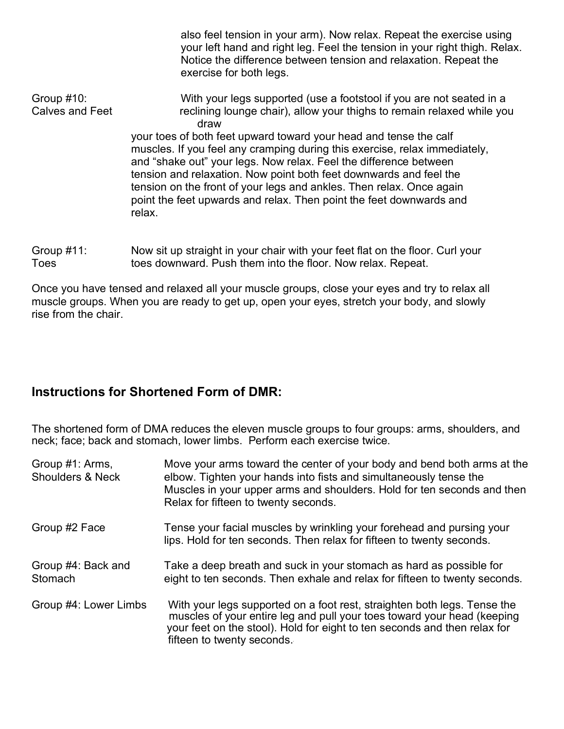also feel tension in your arm). Now relax. Repeat the exercise using your left hand and right leg. Feel the tension in your right thigh. Relax. Notice the difference between tension and relaxation. Repeat the exercise for both legs.

| | |
|---|---|
| Group #10: Calves and Feet | With your legs supported (use a footstool if you are not seated in a reclining lounge chair), allow your thighs to remain relaxed while you draw your toes of both feet upward toward your head and tense the calf muscles. If you feel any cramping during this exercise, relax immediately, and "shake out" your legs. Now relax. Feel the difference between tension and relaxation. Now point both feet downwards and feel the tension on the front of your legs and ankles. Then relax. Once again point the feet upwards and relax. Then point the feet downwards and relax. |
| Group #11: Toes | Now sit up straight in your chair with your feet flat on the floor. Curl your toes downward. Push them into the floor. Now relax. Repeat. |

Once you have tensed and relaxed all your muscle groups, close your eyes and try to relax all muscle groups. When you are ready to get up, open your eyes, stretch your body, and slowly rise from the chair.

## Instructions for Shortened Form of DMR:

The shortened form of DMA reduces the eleven muscle groups to four groups: arms, shoulders, and neck; face; back and stomach, lower limbs. Perform each exercise twice.

| | |
|---|---|
| Group #1: Arms, Shoulders & Neck | Move your arms toward the center of your body and bend both arms at the elbow. Tighten your hands into fists and simultaneously tense the Muscles in your upper arms and shoulders. Hold for ten seconds and then Relax for fifteen to twenty seconds. |
| Group #2 Face | Tense your facial muscles by wrinkling your forehead and pursing your lips. Hold for ten seconds. Then relax for fifteen to twenty seconds. |
| Group #4: Back and Stomach | Take a deep breath and suck in your stomach as hard as possible for eight to ten seconds. Then exhale and relax for fifteen to twenty seconds. |
| Group #4: Lower Limbs | With your legs supported on a foot rest, straighten both legs. Tense the muscles of your entire leg and pull your toes toward your head (keeping your feet on the stool). Hold for eight to ten seconds and then relax for fifteen to twenty seconds. |